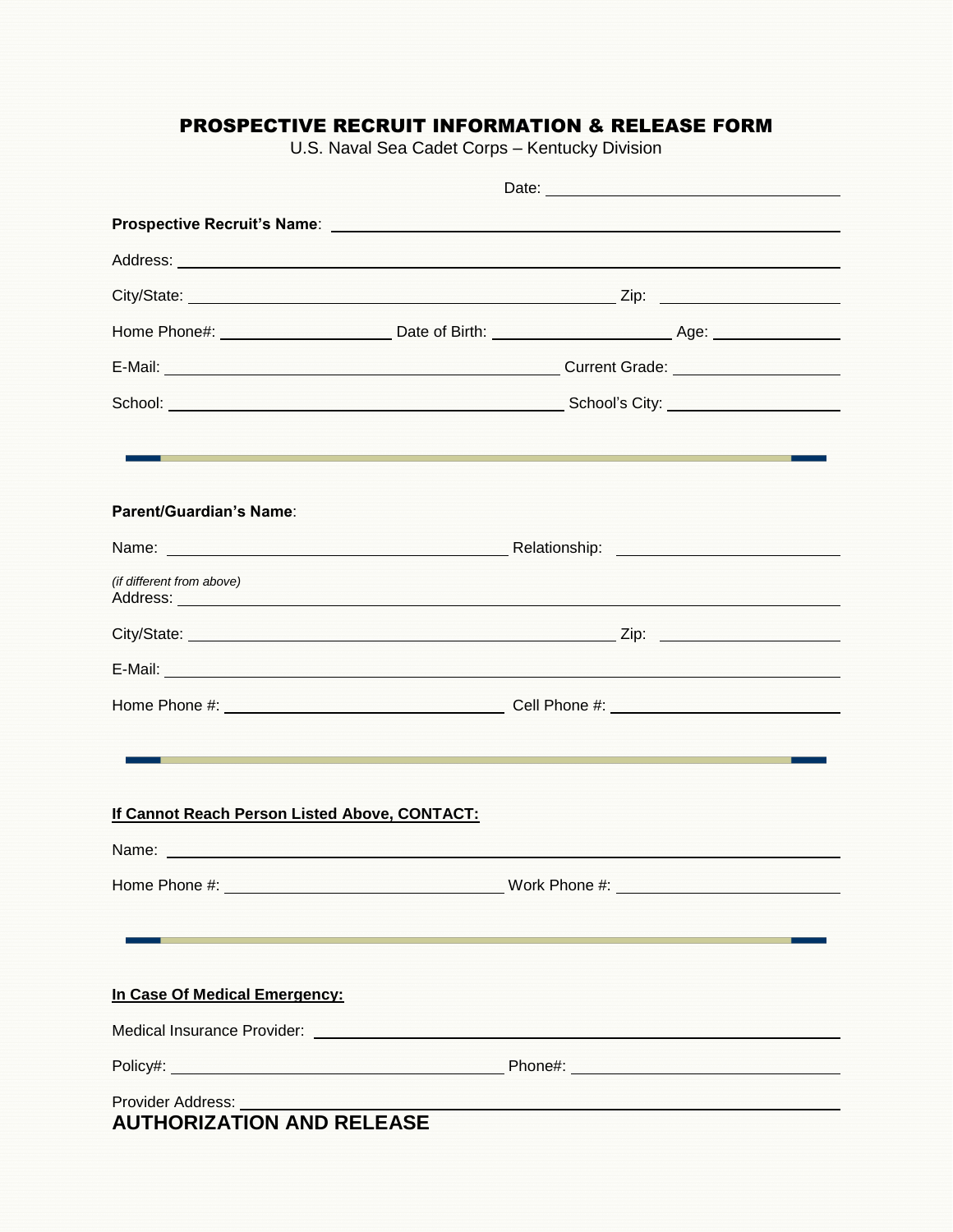# PROSPECTIVE RECRUIT INFORMATION & RELEASE FORM

U.S. Naval Sea Cadet Corps – Kentucky Division

Date: ______________________________

**Prospective Recruit's Name**: ______________________________________________

Address: ______________________________________________

City/State: ______________________________ Zip: ______________

Home Phone#: ______________ Date of Birth: ______________ Age: __________

E-Mail: ______________________________ Current Grade: ______________

School: ______________________________ School's City: ______________

---

**Parent/Guardian's Name**:

Name: ______________________________ Relationship: ______________

*(if different from above)*
Address: ______________________________________________

City/State: ______________________________ Zip: ______________

E-Mail: ______________________________________________

Home Phone #: ______________________ Cell Phone #: ______________________

---

**If Cannot Reach Person Listed Above, CONTACT:**

Name: ______________________________________________

Home Phone #: ______________________ Work Phone #: ______________________

---

**In Case Of Medical Emergency:**

Medical Insurance Provider: ______________________________________________

Policy#: ______________________________ Phone#: ______________________

Provider Address: ______________________________________________

## AUTHORIZATION AND RELEASE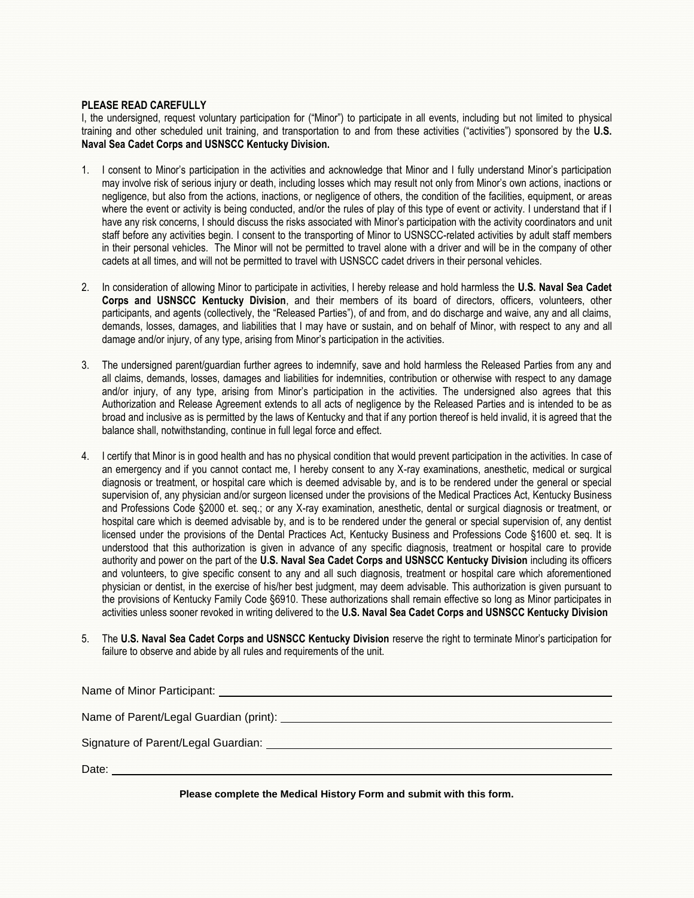**PLEASE READ CAREFULLY**

I, the undersigned, request voluntary participation for ("Minor") to participate in all events, including but not limited to physical training and other scheduled unit training, and transportation to and from these activities ("activities") sponsored by the **U.S. Naval Sea Cadet Corps and USNSCC Kentucky Division.**

1. I consent to Minor's participation in the activities and acknowledge that Minor and I fully understand Minor's participation may involve risk of serious injury or death, including losses which may result not only from Minor's own actions, inactions or negligence, but also from the actions, inactions, or negligence of others, the condition of the facilities, equipment, or areas where the event or activity is being conducted, and/or the rules of play of this type of event or activity. I understand that if I have any risk concerns, I should discuss the risks associated with Minor's participation with the activity coordinators and unit staff before any activities begin. I consent to the transporting of Minor to USNSCC-related activities by adult staff members in their personal vehicles. The Minor will not be permitted to travel alone with a driver and will be in the company of other cadets at all times, and will not be permitted to travel with USNSCC cadet drivers in their personal vehicles.

2. In consideration of allowing Minor to participate in activities, I hereby release and hold harmless the **U.S. Naval Sea Cadet Corps and USNSCC Kentucky Division**, and their members of its board of directors, officers, volunteers, other participants, and agents (collectively, the "Released Parties"), of and from, and do discharge and waive, any and all claims, demands, losses, damages, and liabilities that I may have or sustain, and on behalf of Minor, with respect to any and all damage and/or injury, of any type, arising from Minor's participation in the activities.

3. The undersigned parent/guardian further agrees to indemnify, save and hold harmless the Released Parties from any and all claims, demands, losses, damages and liabilities for indemnities, contribution or otherwise with respect to any damage and/or injury, of any type, arising from Minor's participation in the activities. The undersigned also agrees that this Authorization and Release Agreement extends to all acts of negligence by the Released Parties and is intended to be as broad and inclusive as is permitted by the laws of Kentucky and that if any portion thereof is held invalid, it is agreed that the balance shall, notwithstanding, continue in full legal force and effect.

4. I certify that Minor is in good health and has no physical condition that would prevent participation in the activities. In case of an emergency and if you cannot contact me, I hereby consent to any X-ray examinations, anesthetic, medical or surgical diagnosis or treatment, or hospital care which is deemed advisable by, and is to be rendered under the general or special supervision of, any physician and/or surgeon licensed under the provisions of the Medical Practices Act, Kentucky Business and Professions Code §2000 et. seq.; or any X-ray examination, anesthetic, dental or surgical diagnosis or treatment, or hospital care which is deemed advisable by, and is to be rendered under the general or special supervision of, any dentist licensed under the provisions of the Dental Practices Act, Kentucky Business and Professions Code §1600 et. seq. It is understood that this authorization is given in advance of any specific diagnosis, treatment or hospital care to provide authority and power on the part of the **U.S. Naval Sea Cadet Corps and USNSCC Kentucky Division** including its officers and volunteers, to give specific consent to any and all such diagnosis, treatment or hospital care which aforementioned physician or dentist, in the exercise of his/her best judgment, may deem advisable. This authorization is given pursuant to the provisions of Kentucky Family Code §6910. These authorizations shall remain effective so long as Minor participates in activities unless sooner revoked in writing delivered to the **U.S. Naval Sea Cadet Corps and USNSCC Kentucky Division**

5. The **U.S. Naval Sea Cadet Corps and USNSCC Kentucky Division** reserve the right to terminate Minor's participation for failure to observe and abide by all rules and requirements of the unit.

Name of Minor Participant: ______________________________

Name of Parent/Legal Guardian (print): ______________________________

Signature of Parent/Legal Guardian: ______________________________

Date: ______________________________

**Please complete the Medical History Form and submit with this form.**